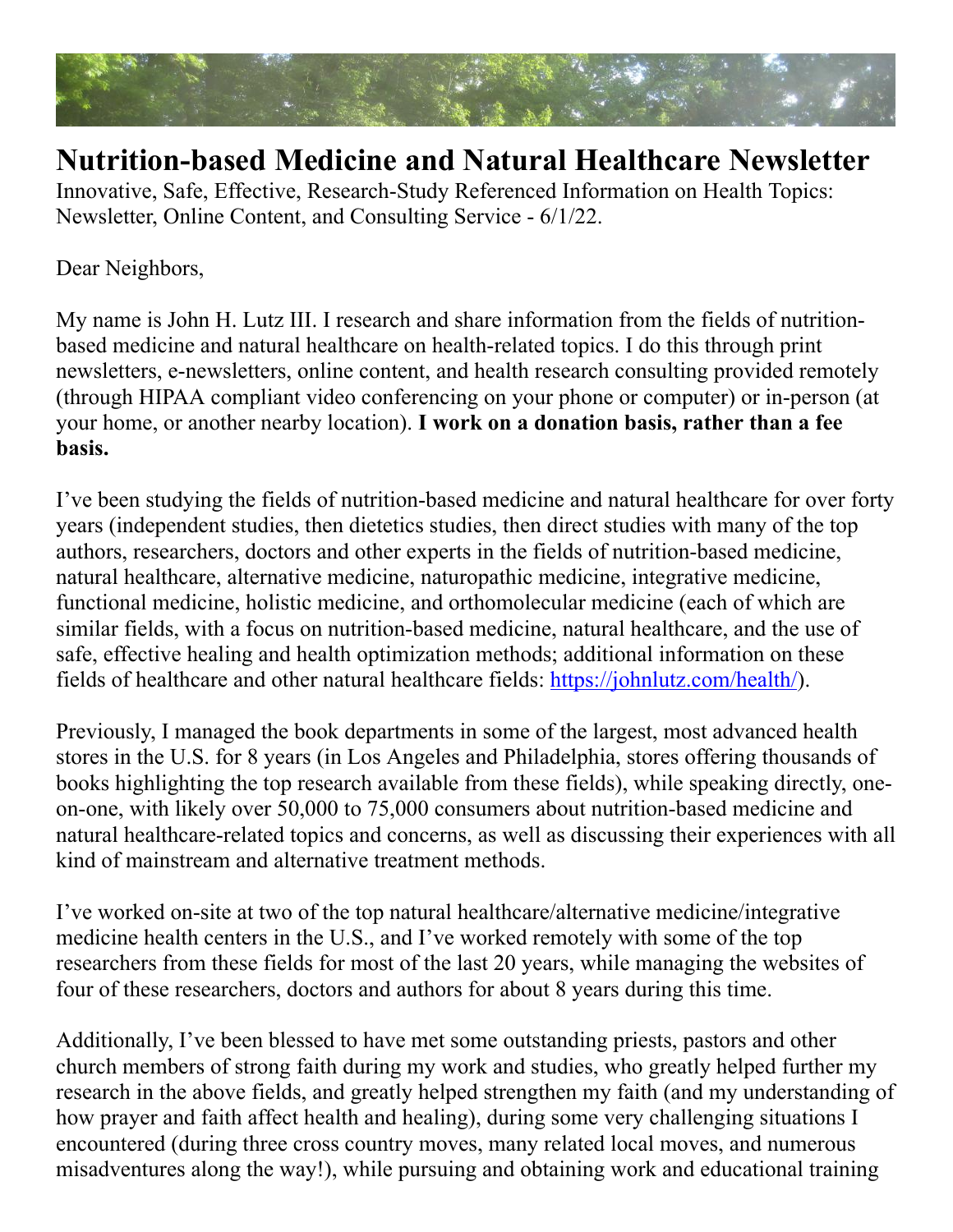# Nutrition-based Medicine and Natural Healthcare Newsletter

Innovative, Safe, Effective, Research-Study Referenced Information on Health Topics: Newsletter, Online Content, and Consulting Service - 6/1/22.

Dear Neighbors,

My name is John H. Lutz III. I research and share information from the fields of nutrition-based medicine and natural healthcare on health-related topics. I do this through print newsletters, e-newsletters, online content, and health research consulting provided remotely (through HIPAA compliant video conferencing on your phone or computer) or in-person (at your home, or another nearby location). **I work on a donation basis, rather than a fee basis.**

I've been studying the fields of nutrition-based medicine and natural healthcare for over forty years (independent studies, then dietetics studies, then direct studies with many of the top authors, researchers, doctors and other experts in the fields of nutrition-based medicine, natural healthcare, alternative medicine, naturopathic medicine, integrative medicine, functional medicine, holistic medicine, and orthomolecular medicine (each of which are similar fields, with a focus on nutrition-based medicine, natural healthcare, and the use of safe, effective healing and health optimization methods; additional information on these fields of healthcare and other natural healthcare fields: [https://johnlutz.com/health/](https://johnlutz.com/health/)).

Previously, I managed the book departments in some of the largest, most advanced health stores in the U.S. for 8 years (in Los Angeles and Philadelphia, stores offering thousands of books highlighting the top research available from these fields), while speaking directly, one-on-one, with likely over 50,000 to 75,000 consumers about nutrition-based medicine and natural healthcare-related topics and concerns, as well as discussing their experiences with all kind of mainstream and alternative treatment methods.

I've worked on-site at two of the top natural healthcare/alternative medicine/integrative medicine health centers in the U.S., and I've worked remotely with some of the top researchers from these fields for most of the last 20 years, while managing the websites of four of these researchers, doctors and authors for about 8 years during this time.

Additionally, I've been blessed to have met some outstanding priests, pastors and other church members of strong faith during my work and studies, who greatly helped further my research in the above fields, and greatly helped strengthen my faith (and my understanding of how prayer and faith affect health and healing), during some very challenging situations I encountered (during three cross country moves, many related local moves, and numerous misadventures along the way!), while pursuing and obtaining work and educational training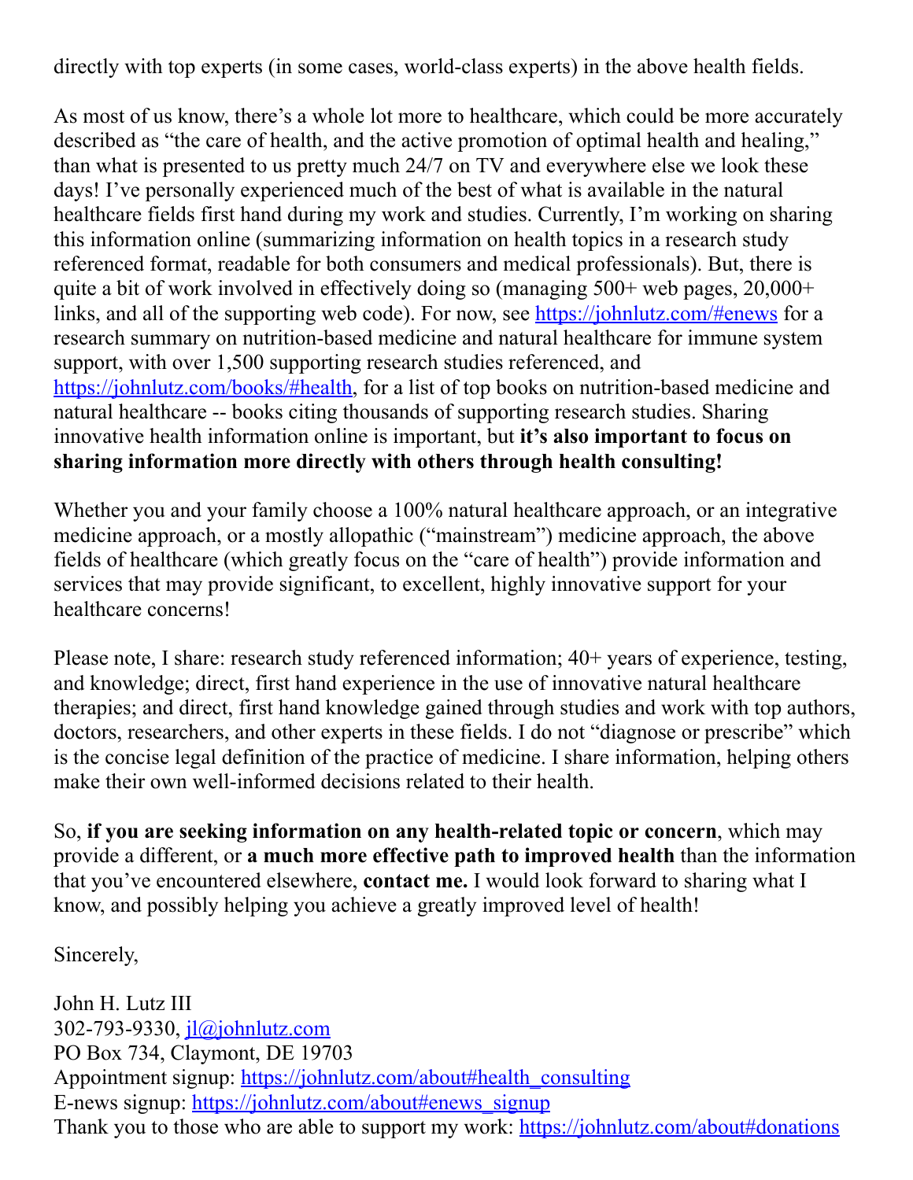directly with top experts (in some cases, world-class experts) in the above health fields.

As most of us know, there's a whole lot more to healthcare, which could be more accurately described as "the care of health, and the active promotion of optimal health and healing," than what is presented to us pretty much 24/7 on TV and everywhere else we look these days! I've personally experienced much of the best of what is available in the natural healthcare fields first hand during my work and studies. Currently, I'm working on sharing this information online (summarizing information on health topics in a research study referenced format, readable for both consumers and medical professionals). But, there is quite a bit of work involved in effectively doing so (managing 500+ web pages, 20,000+ links, and all of the supporting web code). For now, see [https://johnlutz.com/#enews](https://johnlutz.com/#enews) for a research summary on nutrition-based medicine and natural healthcare for immune system support, with over 1,500 supporting research studies referenced, and [https://johnlutz.com/books/#health](https://johnlutz.com/books/#health), for a list of top books on nutrition-based medicine and natural healthcare -- books citing thousands of supporting research studies. Sharing innovative health information online is important, but **it's also important to focus on sharing information more directly with others through health consulting!**

Whether you and your family choose a 100% natural healthcare approach, or an integrative medicine approach, or a mostly allopathic ("mainstream") medicine approach, the above fields of healthcare (which greatly focus on the "care of health") provide information and services that may provide significant, to excellent, highly innovative support for your healthcare concerns!

Please note, I share: research study referenced information; 40+ years of experience, testing, and knowledge; direct, first hand experience in the use of innovative natural healthcare therapies; and direct, first hand knowledge gained through studies and work with top authors, doctors, researchers, and other experts in these fields. I do not "diagnose or prescribe" which is the concise legal definition of the practice of medicine. I share information, helping others make their own well-informed decisions related to their health.

So, **if you are seeking information on any health-related topic or concern**, which may provide a different, or **a much more effective path to improved health** than the information that you've encountered elsewhere, **contact me.** I would look forward to sharing what I know, and possibly helping you achieve a greatly improved level of health!

Sincerely,

John H. Lutz III
302-793-9330, [jl@johnlutz.com](mailto:jl@johnlutz.com)
PO Box 734, Claymont, DE 19703
Appointment signup: [https://johnlutz.com/about#health_consulting](https://johnlutz.com/about#health_consulting)
E-news signup: [https://johnlutz.com/about#enews_signup](https://johnlutz.com/about#enews_signup)
Thank you to those who are able to support my work: [https://johnlutz.com/about#donations](https://johnlutz.com/about#donations)